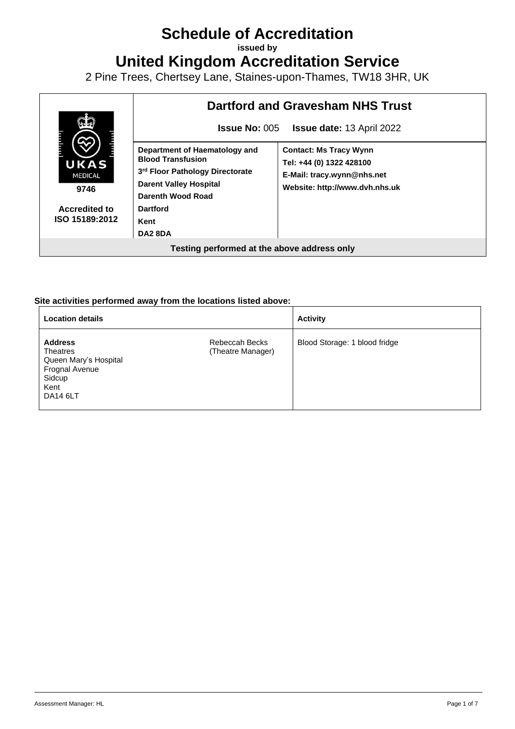# Schedule of Accreditation

**issued by**

# United Kingdom Accreditation Service

2 Pine Trees, Chertsey Lane, Staines-upon-Thames, TW18 3HR, UK

| UKAS MEDICAL 9746 Accredited to ISO 15189:2012 | **Dartford and Gravesham NHS Trust** **Issue No:** 005 **Issue date:** 13 April 2022 | |
|---|---|---|
| | **Department of Haematology and Blood Transfusion** **3rd Floor Pathology Directorate** **Darent Valley Hospital** **Darenth Wood Road** **Dartford** **Kent** **DA2 8DA** | **Contact: Ms Tracy Wynn** **Tel: +44 (0) 1322 428100** **E-Mail: tracy.wynn@nhs.net** **Website: http://www.dvh.nhs.uk** |
| **Testing performed at the above address only** | | |

**Site activities performed away from the locations listed above:**

| **Location details** | | **Activity** |
|---|---|---|
| **Address** Theatres Queen Mary's Hospital Frognal Avenue Sidcup Kent DA14 6LT | Rebeccah Becks (Theatre Manager) | Blood Storage: 1 blood fridge |

Assessment Manager: HL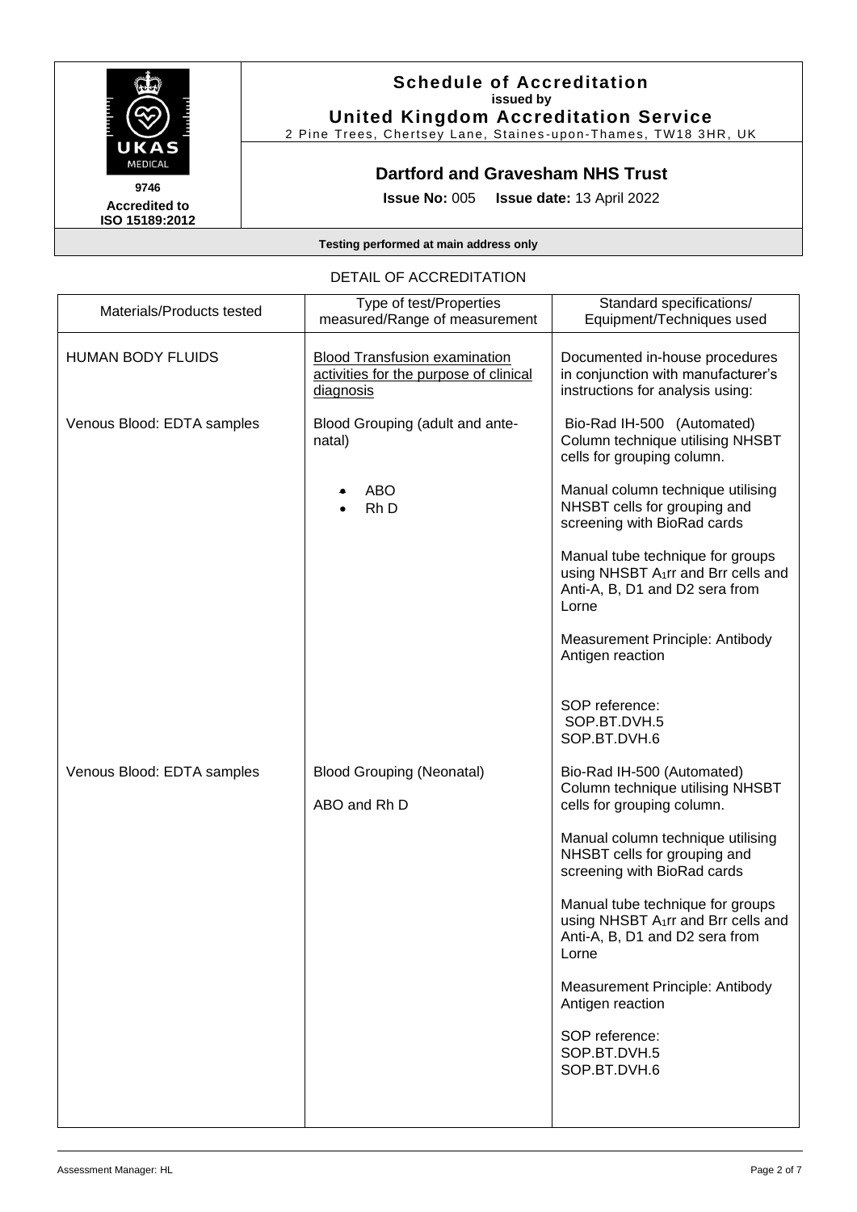**Schedule of Accreditation**
**issued by**
**United Kingdom Accreditation Service**
2 Pine Trees, Chertsey Lane, Staines-upon-Thames, TW18 3HR, UK

UKAS MEDICAL
**9746**
**Accredited to ISO 15189:2012**

## Dartford and Gravesham NHS Trust

**Issue No:** 005 **Issue date:** 13 April 2022

**Testing performed at main address only**

DETAIL OF ACCREDITATION

| Materials/Products tested | Type of test/Properties measured/Range of measurement | Standard specifications/ Equipment/Techniques used |
|---|---|---|
| HUMAN BODY FLUIDS | Blood Transfusion examination activities for the purpose of clinical diagnosis | Documented in-house procedures in conjunction with manufacturer's instructions for analysis using: |
| Venous Blood: EDTA samples | Blood Grouping (adult and ante-natal)<br><br>• ABO<br>• Rh D | Bio-Rad IH-500 (Automated) Column technique utilising NHSBT cells for grouping column.<br><br>Manual column technique utilising NHSBT cells for grouping and screening with BioRad cards<br><br>Manual tube technique for groups using NHSBT $A_1$rr and Brr cells and Anti-A, B, D1 and D2 sera from Lorne<br><br>Measurement Principle: Antibody Antigen reaction<br><br>SOP reference:<br>SOP.BT.DVH.5<br>SOP.BT.DVH.6 |
| Venous Blood: EDTA samples | Blood Grouping (Neonatal)<br><br>ABO and Rh D | Bio-Rad IH-500 (Automated) Column technique utilising NHSBT cells for grouping column.<br><br>Manual column technique utilising NHSBT cells for grouping and screening with BioRad cards<br><br>Manual tube technique for groups using NHSBT $A_1$rr and Brr cells and Anti-A, B, D1 and D2 sera from Lorne<br><br>Measurement Principle: Antibody Antigen reaction<br><br>SOP reference:<br>SOP.BT.DVH.5<br>SOP.BT.DVH.6 |

Assessment Manager: HL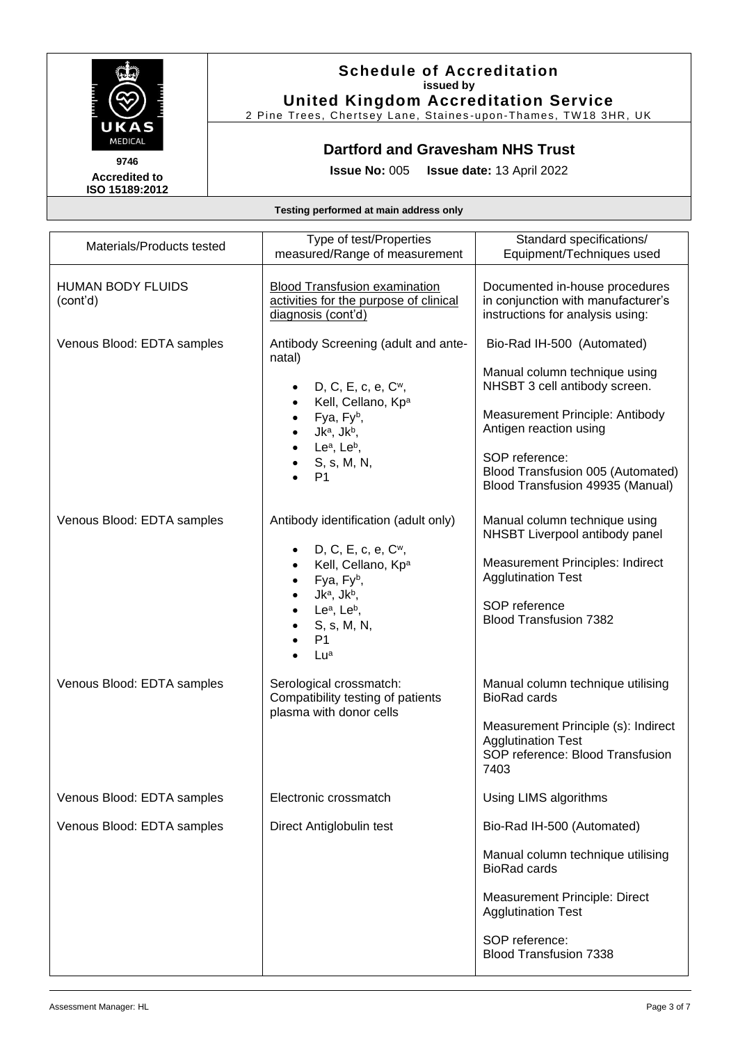**Schedule of Accreditation**
**issued by**
**United Kingdom Accreditation Service**
2 Pine Trees, Chertsey Lane, Staines-upon-Thames, TW18 3HR, UK

9746
**Accredited to ISO 15189:2012**

## Dartford and Gravesham NHS Trust

**Issue No:** 005 **Issue date:** 13 April 2022

**Testing performed at main address only**

| Materials/Products tested | Type of test/Properties measured/Range of measurement | Standard specifications/ Equipment/Techniques used |
|---|---|---|
| HUMAN BODY FLUIDS (cont'd) | Blood Transfusion examination activities for the purpose of clinical diagnosis (cont'd) | Documented in-house procedures in conjunction with manufacturer's instructions for analysis using: |
| Venous Blood: EDTA samples | Antibody Screening (adult and ante-natal)<br>• D, C, E, c, e, $C^w$,<br>• Kell, Cellano, $Kp^a$<br>• Fya, $Fy^b$,<br>• $Jk^a$, $Jk^b$,<br>• $Le^a$, $Le^b$,<br>• S, s, M, N,<br>• P1 | Bio-Rad IH-500 (Automated)<br><br>Manual column technique using NHSBT 3 cell antibody screen.<br><br>Measurement Principle: Antibody Antigen reaction using<br><br>SOP reference:<br>Blood Transfusion 005 (Automated)<br>Blood Transfusion 49935 (Manual) |
| Venous Blood: EDTA samples | Antibody identification (adult only)<br>• D, C, E, c, e, $C^w$,<br>• Kell, Cellano, $Kp^a$<br>• Fya, $Fy^b$,<br>• $Jk^a$, $Jk^b$,<br>• $Le^a$, $Le^b$,<br>• S, s, M, N,<br>• P1<br>• $Lu^a$ | Manual column technique using NHSBT Liverpool antibody panel<br><br>Measurement Principles: Indirect Agglutination Test<br><br>SOP reference<br>Blood Transfusion 7382 |
| Venous Blood: EDTA samples | Serological crossmatch: Compatibility testing of patients plasma with donor cells | Manual column technique utilising BioRad cards<br><br>Measurement Principle (s): Indirect Agglutination Test<br>SOP reference: Blood Transfusion 7403 |
| Venous Blood: EDTA samples | Electronic crossmatch | Using LIMS algorithms |
| Venous Blood: EDTA samples | Direct Antiglobulin test | Bio-Rad IH-500 (Automated)<br><br>Manual column technique utilising BioRad cards<br><br>Measurement Principle: Direct Agglutination Test<br><br>SOP reference:<br>Blood Transfusion 7338 |

Assessment Manager: HL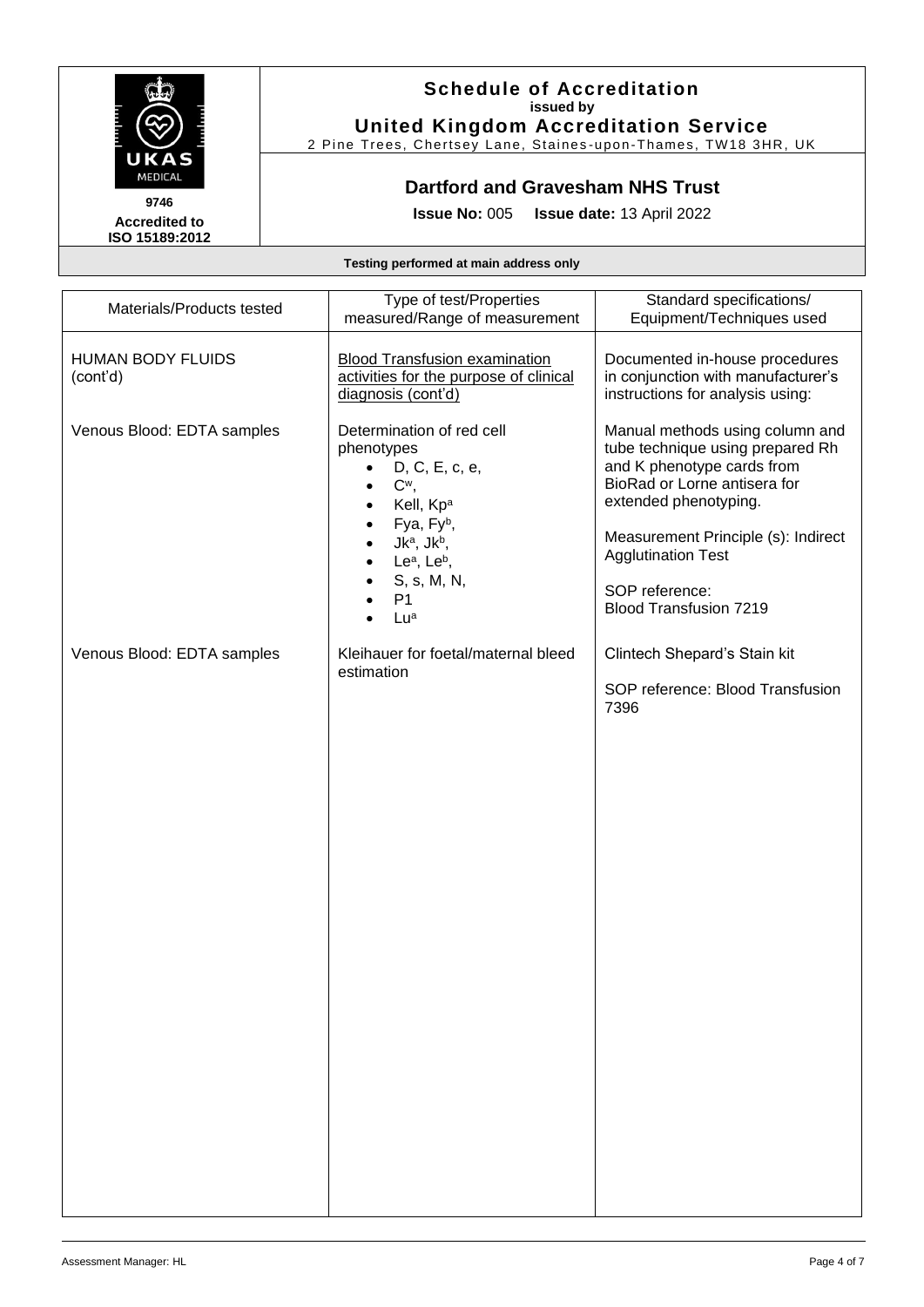# Schedule of Accreditation

**issued by**

**United Kingdom Accreditation Service**

2 Pine Trees, Chertsey Lane, Staines-upon-Thames, TW18 3HR, UK

**9746**

**Accredited to ISO 15189:2012**

## Dartford and Gravesham NHS Trust

**Issue No:** 005 **Issue date:** 13 April 2022

**Testing performed at main address only**

| Materials/Products tested | Type of test/Properties measured/Range of measurement | Standard specifications/ Equipment/Techniques used |
|---|---|---|
| HUMAN BODY FLUIDS (cont'd) | Blood Transfusion examination activities for the purpose of clinical diagnosis (cont'd) | Documented in-house procedures in conjunction with manufacturer's instructions for analysis using: |
| Venous Blood: EDTA samples | Determination of red cell phenotypes<br>• D, C, E, c, e,<br>• $C^w$,<br>• Kell, $Kp^a$<br>• Fya, $Fy^b$,<br>• $Jk^a$, $Jk^b$,<br>• $Le^a$, $Le^b$,<br>• S, s, M, N,<br>• P1<br>• $Lu^a$ | Manual methods using column and tube technique using prepared Rh and K phenotype cards from BioRad or Lorne antisera for extended phenotyping.<br><br>Measurement Principle (s): Indirect Agglutination Test<br><br>SOP reference: Blood Transfusion 7219 |
| Venous Blood: EDTA samples | Kleihauer for foetal/maternal bleed estimation | Clintech Shepard's Stain kit<br><br>SOP reference: Blood Transfusion 7396 |

Assessment Manager: HL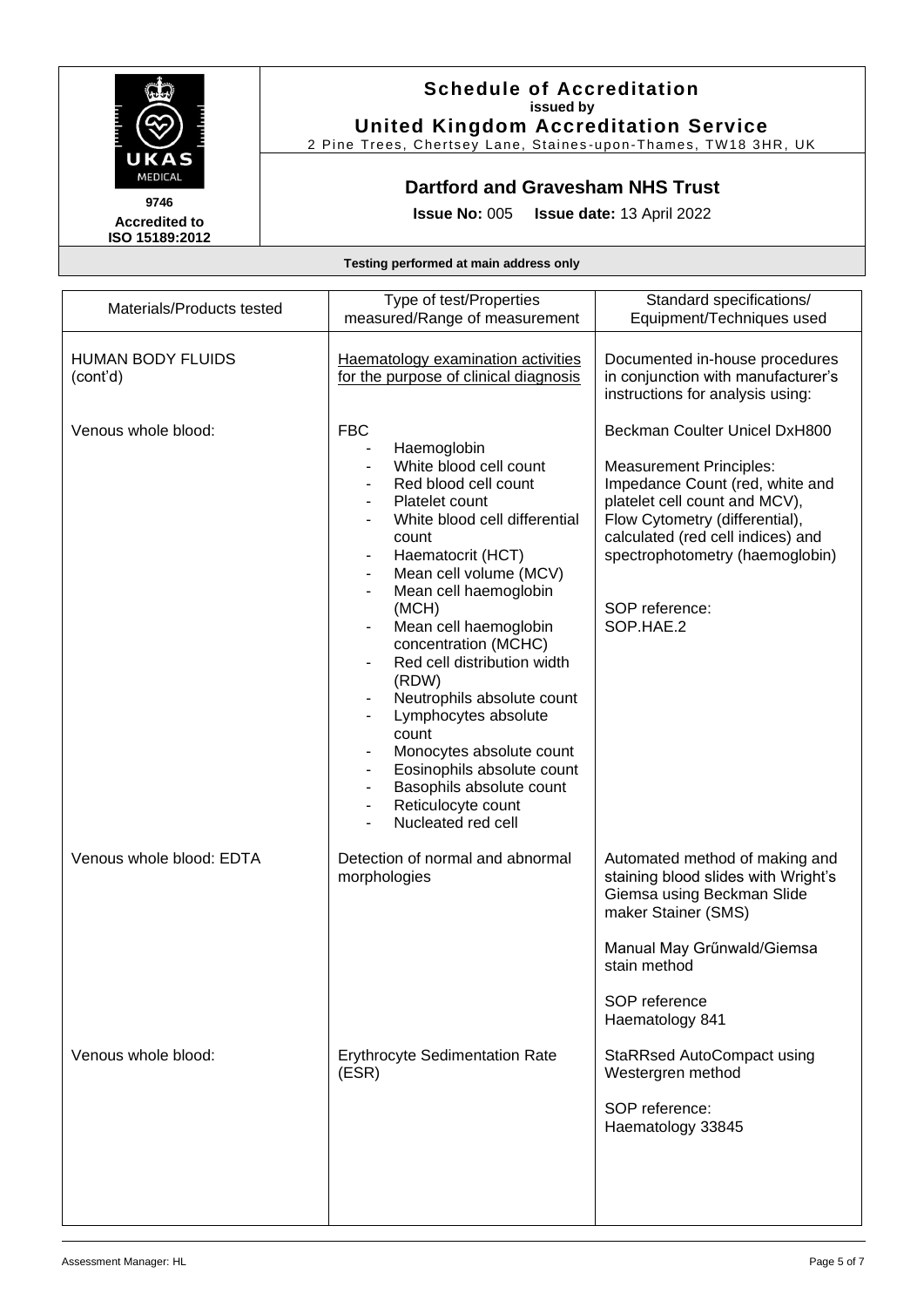# Schedule of Accreditation
**issued by**
**United Kingdom Accreditation Service**
2 Pine Trees, Chertsey Lane, Staines-upon-Thames, TW18 3HR, UK

**9746**
**Accredited to ISO 15189:2012**

## Dartford and Gravesham NHS Trust

**Issue No:** 005 **Issue date:** 13 April 2022

**Testing performed at main address only**

| Materials/Products tested | Type of test/Properties measured/Range of measurement | Standard specifications/ Equipment/Techniques used |
|---|---|---|
| HUMAN BODY FLUIDS (cont'd) | Haematology examination activities for the purpose of clinical diagnosis | Documented in-house procedures in conjunction with manufacturer's instructions for analysis using: |
| Venous whole blood: | FBC<br>- Haemoglobin<br>- White blood cell count<br>- Red blood cell count<br>- Platelet count<br>- White blood cell differential count<br>- Haematocrit (HCT)<br>- Mean cell volume (MCV)<br>- Mean cell haemoglobin (MCH)<br>- Mean cell haemoglobin concentration (MCHC)<br>- Red cell distribution width (RDW)<br>- Neutrophils absolute count<br>- Lymphocytes absolute count<br>- Monocytes absolute count<br>- Eosinophils absolute count<br>- Basophils absolute count<br>- Reticulocyte count<br>- Nucleated red cell | Beckman Coulter Unicel DxH800<br><br>Measurement Principles: Impedance Count (red, white and platelet cell count and MCV), Flow Cytometry (differential), calculated (red cell indices) and spectrophotometry (haemoglobin)<br><br>SOP reference: SOP.HAE.2 |
| Venous whole blood: EDTA | Detection of normal and abnormal morphologies | Automated method of making and staining blood slides with Wright's Giemsa using Beckman Slide maker Stainer (SMS)<br><br>Manual May Grűnwald/Giemsa stain method<br><br>SOP reference Haematology 841 |
| Venous whole blood: | Erythrocyte Sedimentation Rate (ESR) | StaRRsed AutoCompact using Westergren method<br><br>SOP reference: Haematology 33845 |

Assessment Manager: HL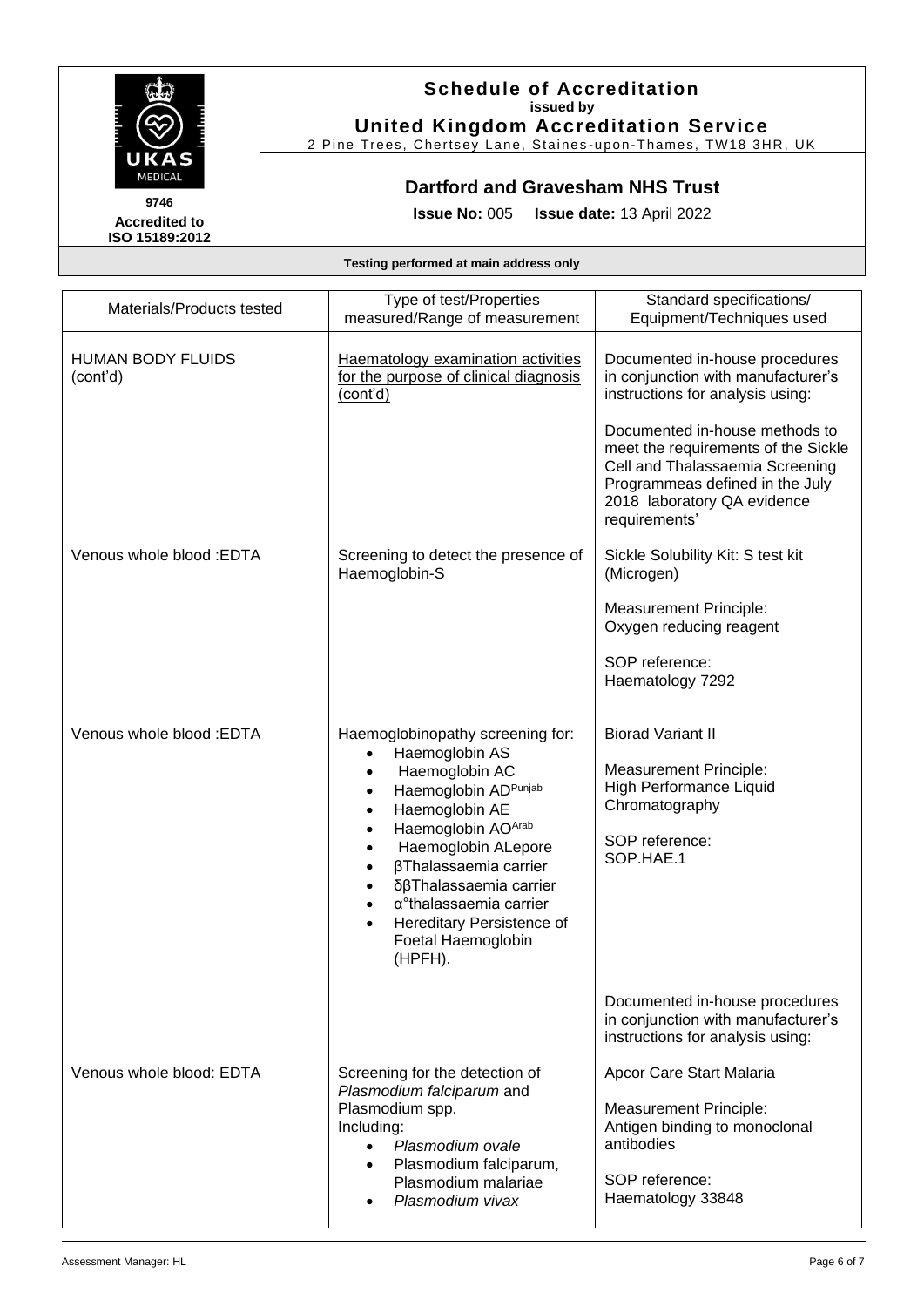**Schedule of Accreditation**
issued by
**United Kingdom Accreditation Service**
2 Pine Trees, Chertsey Lane, Staines-upon-Thames, TW18 3HR, UK

9746
**Accredited to ISO 15189:2012**

## Dartford and Gravesham NHS Trust

**Issue No:** 005 **Issue date:** 13 April 2022

**Testing performed at main address only**

| Materials/Products tested | Type of test/Properties measured/Range of measurement | Standard specifications/ Equipment/Techniques used |
|---|---|---|
| HUMAN BODY FLUIDS (cont'd) | Haematology examination activities for the purpose of clinical diagnosis (cont'd) | Documented in-house procedures in conjunction with manufacturer's instructions for analysis using:<br><br>Documented in-house methods to meet the requirements of the Sickle Cell and Thalassaemia Screening Programmeas defined in the July 2018 laboratory QA evidence requirements' |
| Venous whole blood :EDTA | Screening to detect the presence of Haemoglobin-S | Sickle Solubility Kit: S test kit (Microgen)<br><br>Measurement Principle: Oxygen reducing reagent<br><br>SOP reference: Haematology 7292 |
| Venous whole blood :EDTA | Haemoglobinopathy screening for:<br>• Haemoglobin AS<br>• Haemoglobin AC<br>• Haemoglobin AD^Punjab^<br>• Haemoglobin AE<br>• Haemoglobin AO^Arab^<br>• Haemoglobin ALepore<br>• βThalassaemia carrier<br>• δβThalassaemia carrier<br>• α°thalassaemia carrier<br>• Hereditary Persistence of Foetal Haemoglobin (HPFH). | Biorad Variant II<br><br>Measurement Principle: High Performance Liquid Chromatography<br><br>SOP reference: SOP.HAE.1 |
| | | Documented in-house procedures in conjunction with manufacturer's instructions for analysis using: |
| Venous whole blood: EDTA | Screening for the detection of *Plasmodium falciparum* and Plasmodium spp.<br>Including:<br>• *Plasmodium ovale*<br>• Plasmodium falciparum, Plasmodium malariae<br>• *Plasmodium vivax* | Apcor Care Start Malaria<br><br>Measurement Principle: Antigen binding to monoclonal antibodies<br><br>SOP reference: Haematology 33848 |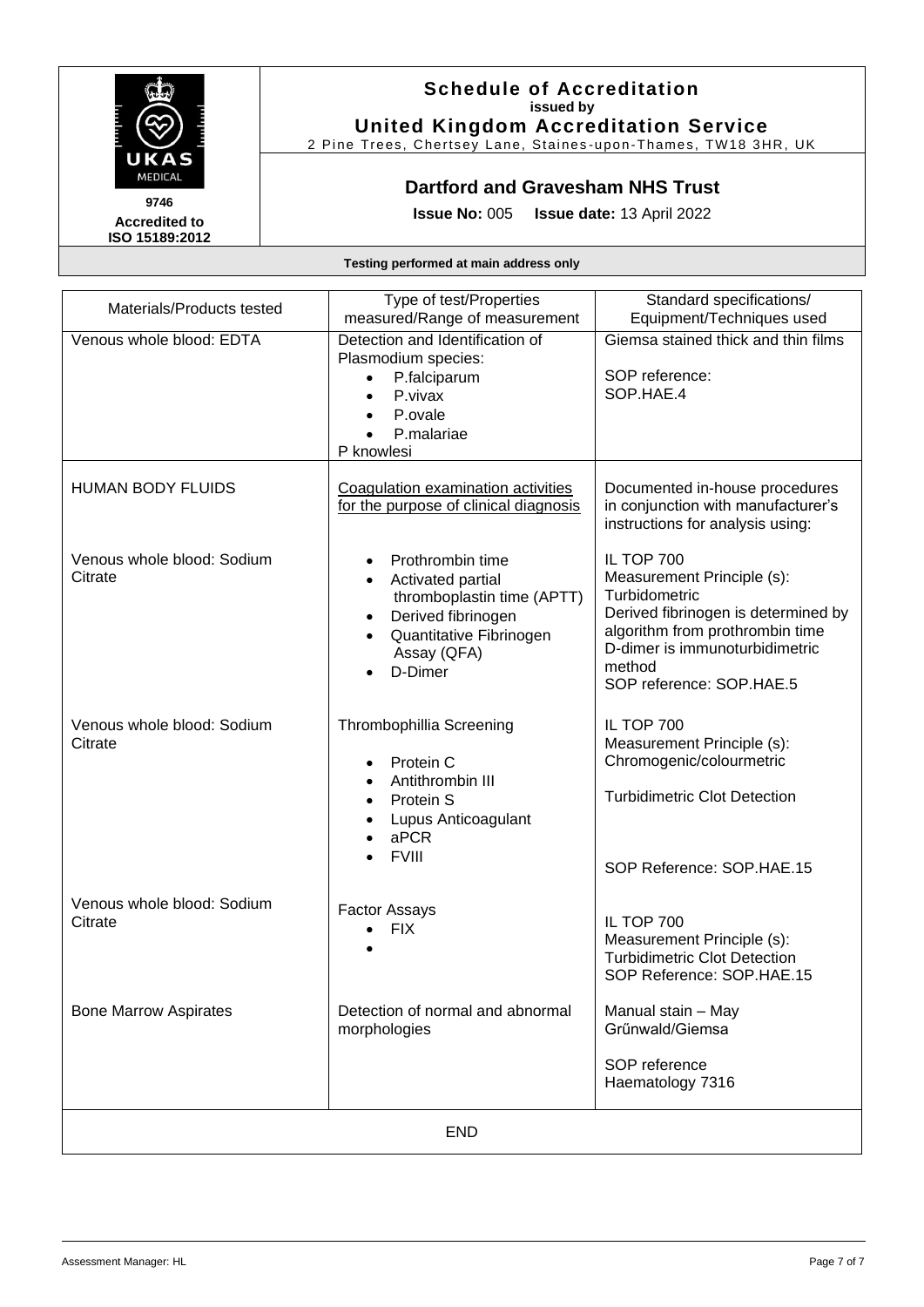**Schedule of Accreditation**
**issued by**
**United Kingdom Accreditation Service**
2 Pine Trees, Chertsey Lane, Staines-upon-Thames, TW18 3HR, UK

UKAS MEDICAL
**9746**
**Accredited to ISO 15189:2012**

## Dartford and Gravesham NHS Trust

**Issue No:** 005 **Issue date:** 13 April 2022

**Testing performed at main address only**

| Materials/Products tested | Type of test/Properties measured/Range of measurement | Standard specifications/ Equipment/Techniques used |
|---|---|---|
| Venous whole blood: EDTA | Detection and Identification of Plasmodium species:<br>• P.falciparum<br>• P.vivax<br>• P.ovale<br>• P.malariae<br>P knowlesi | Giemsa stained thick and thin films<br><br>SOP reference:<br>SOP.HAE.4 |
| HUMAN BODY FLUIDS | Coagulation examination activities for the purpose of clinical diagnosis | Documented in-house procedures in conjunction with manufacturer's instructions for analysis using: |
| Venous whole blood: Sodium Citrate | • Prothrombin time<br>• Activated partial thromboplastin time (APTT)<br>• Derived fibrinogen<br>• Quantitative Fibrinogen Assay (QFA)<br>• D-Dimer | IL TOP 700<br>Measurement Principle (s): Turbidometric<br>Derived fibrinogen is determined by algorithm from prothrombin time<br>D-dimer is immunoturbidimetric method<br>SOP reference: SOP.HAE.5 |
| Venous whole blood: Sodium Citrate | Thrombophillia Screening<br>• Protein C<br>• Antithrombin III<br>• Protein S<br>• Lupus Anticoagulant<br>• aPCR<br>• FVIII | IL TOP 700<br>Measurement Principle (s): Chromogenic/colourmetric<br><br>Turbidimetric Clot Detection<br><br>SOP Reference: SOP.HAE.15 |
| Venous whole blood: Sodium Citrate | Factor Assays<br>• FIX<br>• | IL TOP 700<br>Measurement Principle (s): Turbidimetric Clot Detection<br>SOP Reference: SOP.HAE.15 |
| Bone Marrow Aspirates | Detection of normal and abnormal morphologies | Manual stain – May Grűnwald/Giemsa<br><br>SOP reference<br>Haematology 7316 |
| END | | |

Assessment Manager: HL